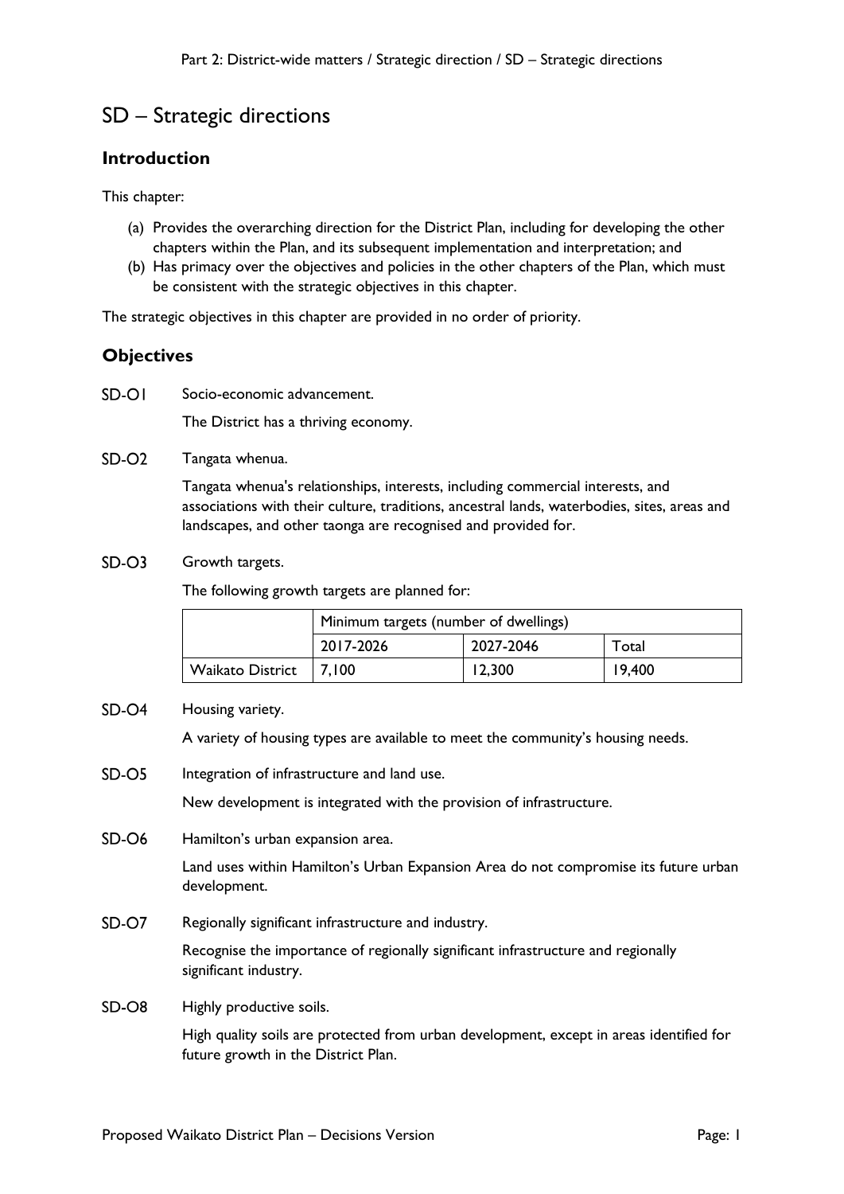# SD – Strategic directions

## Introduction

This chapter:

(a) Provides the overarching direction for the District Plan, including for developing the other chapters within the Plan, and its subsequent implementation and interpretation; and
(b) Has primacy over the objectives and policies in the other chapters of the Plan, which must be consistent with the strategic objectives in this chapter.

The strategic objectives in this chapter are provided in no order of priority.

## Objectives

SD-O1 Socio-economic advancement.

The District has a thriving economy.

SD-O2 Tangata whenua.

Tangata whenua's relationships, interests, including commercial interests, and associations with their culture, traditions, ancestral lands, waterbodies, sites, areas and landscapes, and other taonga are recognised and provided for.

SD-O3 Growth targets.

The following growth targets are planned for:

| | Minimum targets (number of dwellings) | | |
|---|---|---|---|
| | 2017-2026 | 2027-2046 | Total |
| Waikato District | 7,100 | 12,300 | 19,400 |

SD-O4 Housing variety.

A variety of housing types are available to meet the community's housing needs.

SD-O5 Integration of infrastructure and land use.

New development is integrated with the provision of infrastructure.

SD-O6 Hamilton's urban expansion area.

Land uses within Hamilton's Urban Expansion Area do not compromise its future urban development.

SD-O7 Regionally significant infrastructure and industry.

Recognise the importance of regionally significant infrastructure and regionally significant industry.

SD-O8 Highly productive soils.

High quality soils are protected from urban development, except in areas identified for future growth in the District Plan.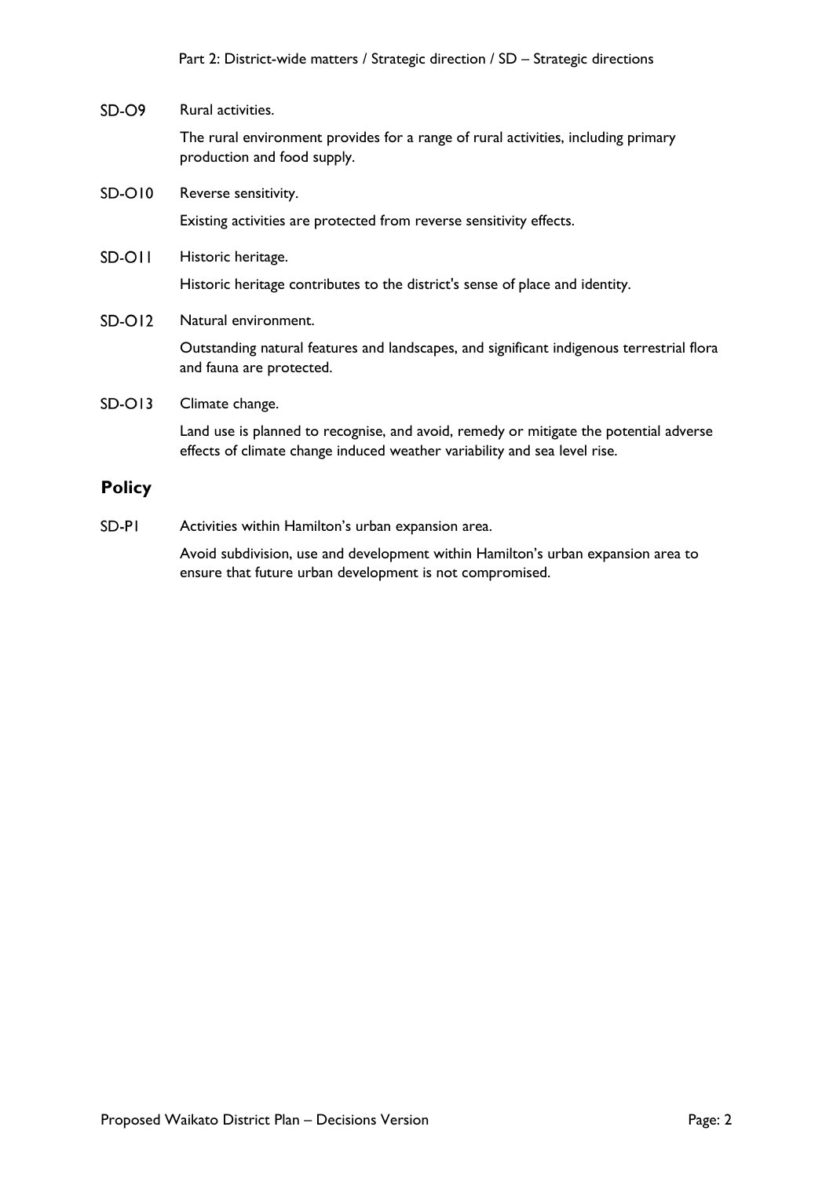SD-O9 Rural activities.

The rural environment provides for a range of rural activities, including primary production and food supply.

SD-O10 Reverse sensitivity.

Existing activities are protected from reverse sensitivity effects.

SD-O11 Historic heritage.

Historic heritage contributes to the district's sense of place and identity.

SD-O12 Natural environment.

Outstanding natural features and landscapes, and significant indigenous terrestrial flora and fauna are protected.

SD-O13 Climate change.

Land use is planned to recognise, and avoid, remedy or mitigate the potential adverse effects of climate change induced weather variability and sea level rise.

## Policy

SD-P1 Activities within Hamilton's urban expansion area.

Avoid subdivision, use and development within Hamilton's urban expansion area to ensure that future urban development is not compromised.